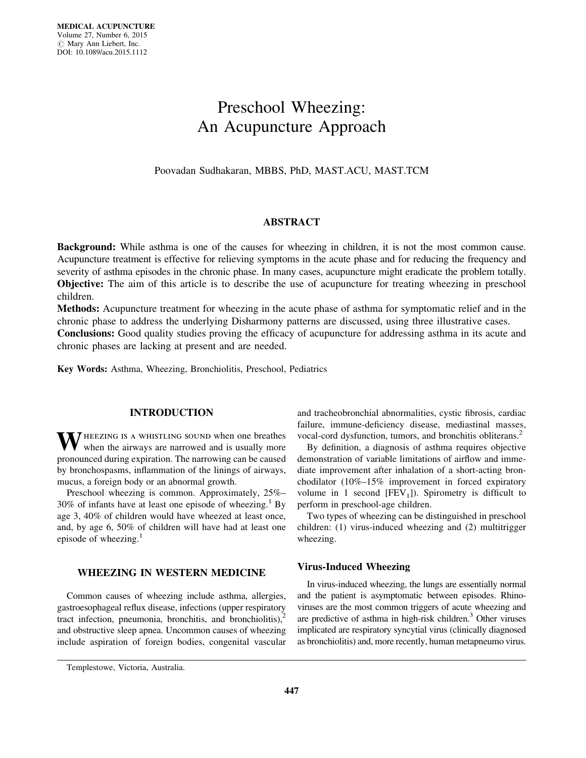# Preschool Wheezing: An Acupuncture Approach

Poovadan Sudhakaran, MBBS, PhD, MAST.ACU, MAST.TCM

## ABSTRACT

**Background:** While asthma is one of the causes for wheezing in children, it is not the most common cause. Acupuncture treatment is effective for relieving symptoms in the acute phase and for reducing the frequency and severity of asthma episodes in the chronic phase. In many cases, acupuncture might eradicate the problem totally.

**Objective:** The aim of this article is to describe the use of acupuncture for treating wheezing in preschool children.

**Methods:** Acupuncture treatment for wheezing in the acute phase of asthma for symptomatic relief and in the chronic phase to address the underlying Disharmony patterns are discussed, using three illustrative cases.

**Conclusions:** Good quality studies proving the efficacy of acupuncture for addressing asthma in its acute and chronic phases are lacking at present and are needed.

**Key Words:** Asthma, Wheezing, Bronchiolitis, Preschool, Pediatrics

## INTRODUCTION

Wheezing is a whistling sound when one breathes when the airways are narrowed and is usually more pronounced during expiration. The narrowing can be caused by bronchospasms, inflammation of the linings of airways, mucus, a foreign body or an abnormal growth.

Preschool wheezing is common. Approximately, 25%–30% of infants have at least one episode of wheezing.[1] By age 3, 40% of children would have wheezed at least once, and, by age 6, 50% of children will have had at least one episode of wheezing.[1]

## WHEEZING IN WESTERN MEDICINE

Common causes of wheezing include asthma, allergies, gastroesophageal reflux disease, infections (upper respiratory tract infection, pneumonia, bronchitis, and bronchiolitis),[2] and obstructive sleep apnea. Uncommon causes of wheezing include aspiration of foreign bodies, congenital vascular and tracheobronchial abnormalities, cystic fibrosis, cardiac failure, immune-deficiency disease, mediastinal masses, vocal-cord dysfunction, tumors, and bronchitis obliterans.[2]

By definition, a diagnosis of asthma requires objective demonstration of variable limitations of airflow and immediate improvement after inhalation of a short-acting bronchodilator (10%–15% improvement in forced expiratory volume in 1 second [$FEV_1$]). Spirometry is difficult to perform in preschool-age children.

Two types of wheezing can be distinguished in preschool children: (1) virus-induced wheezing and (2) multitrigger wheezing.

### Virus-Induced Wheezing

In virus-induced wheezing, the lungs are essentially normal and the patient is asymptomatic between episodes. Rhinoviruses are the most common triggers of acute wheezing and are predictive of asthma in high-risk children.[3] Other viruses implicated are respiratory syncytial virus (clinically diagnosed as bronchiolitis) and, more recently, human metapneumo virus.

Templestowe, Victoria, Australia.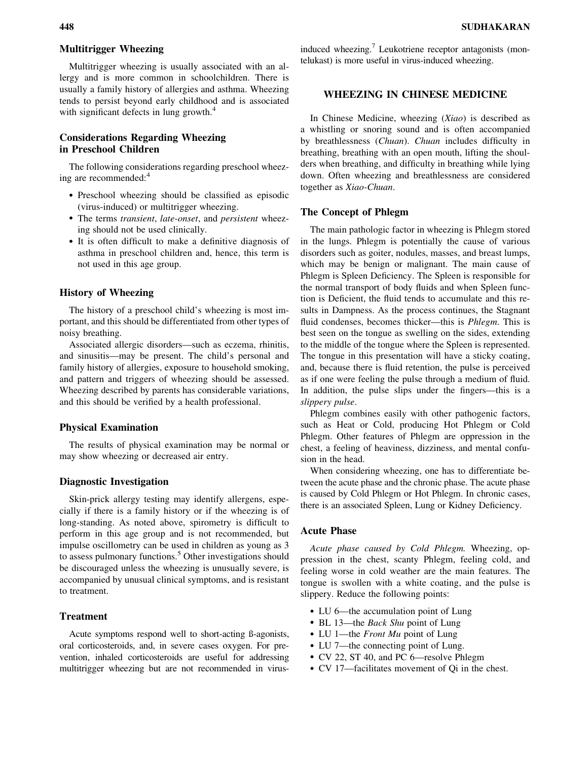### Multitrigger Wheezing

Multitrigger wheezing is usually associated with an allergy and is more common in schoolchildren. There is usually a family history of allergies and asthma. Wheezing tends to persist beyond early childhood and is associated with significant defects in lung growth.[4]

### Considerations Regarding Wheezing in Preschool Children

The following considerations regarding preschool wheezing are recommended:[4]

- Preschool wheezing should be classified as episodic (virus-induced) or multitrigger wheezing.
- The terms *transient*, *late-onset*, and *persistent* wheezing should not be used clinically.
- It is often difficult to make a definitive diagnosis of asthma in preschool children and, hence, this term is not used in this age group.

### History of Wheezing

The history of a preschool child's wheezing is most important, and this should be differentiated from other types of noisy breathing.

Associated allergic disorders—such as eczema, rhinitis, and sinusitis—may be present. The child's personal and family history of allergies, exposure to household smoking, and pattern and triggers of wheezing should be assessed. Wheezing described by parents has considerable variations, and this should be verified by a health professional.

### Physical Examination

The results of physical examination may be normal or may show wheezing or decreased air entry.

### Diagnostic Investigation

Skin-prick allergy testing may identify allergens, especially if there is a family history or if the wheezing is of long-standing. As noted above, spirometry is difficult to perform in this age group and is not recommended, but impulse oscillometry can be used in children as young as 3 to assess pulmonary functions.[5] Other investigations should be discouraged unless the wheezing is unusually severe, is accompanied by unusual clinical symptoms, and is resistant to treatment.

### Treatment

Acute symptoms respond well to short-acting ß-agonists, oral corticosteroids, and, in severe cases oxygen. For prevention, inhaled corticosteroids are useful for addressing multitrigger wheezing but are not recommended in virus-induced wheezing.[7] Leukotriene receptor antagonists (montelukast) is more useful in virus-induced wheezing.

## WHEEZING IN CHINESE MEDICINE

In Chinese Medicine, wheezing (*Xiao*) is described as a whistling or snoring sound and is often accompanied by breathlessness (*Chuan*). *Chuan* includes difficulty in breathing, breathing with an open mouth, lifting the shoulders when breathing, and difficulty in breathing while lying down. Often wheezing and breathlessness are considered together as *Xiao-Chuan*.

### The Concept of Phlegm

The main pathologic factor in wheezing is Phlegm stored in the lungs. Phlegm is potentially the cause of various disorders such as goiter, nodules, masses, and breast lumps, which may be benign or malignant. The main cause of Phlegm is Spleen Deficiency. The Spleen is responsible for the normal transport of body fluids and when Spleen function is Deficient, the fluid tends to accumulate and this results in Dampness. As the process continues, the Stagnant fluid condenses, becomes thicker—this is *Phlegm*. This is best seen on the tongue as swelling on the sides, extending to the middle of the tongue where the Spleen is represented. The tongue in this presentation will have a sticky coating, and, because there is fluid retention, the pulse is perceived as if one were feeling the pulse through a medium of fluid. In addition, the pulse slips under the fingers—this is a *slippery pulse*.

Phlegm combines easily with other pathogenic factors, such as Heat or Cold, producing Hot Phlegm or Cold Phlegm. Other features of Phlegm are oppression in the chest, a feeling of heaviness, dizziness, and mental confusion in the head.

When considering wheezing, one has to differentiate between the acute phase and the chronic phase. The acute phase is caused by Cold Phlegm or Hot Phlegm. In chronic cases, there is an associated Spleen, Lung or Kidney Deficiency.

### Acute Phase

*Acute phase caused by Cold Phlegm.* Wheezing, oppression in the chest, scanty Phlegm, feeling cold, and feeling worse in cold weather are the main features. The tongue is swollen with a white coating, and the pulse is slippery. Reduce the following points:

- LU 6—the accumulation point of Lung
- BL 13—the *Back Shu* point of Lung
- LU 1—the *Front Mu* point of Lung
- LU 7—the connecting point of Lung.
- CV 22, ST 40, and PC 6—resolve Phlegm
- CV 17—facilitates movement of Qi in the chest.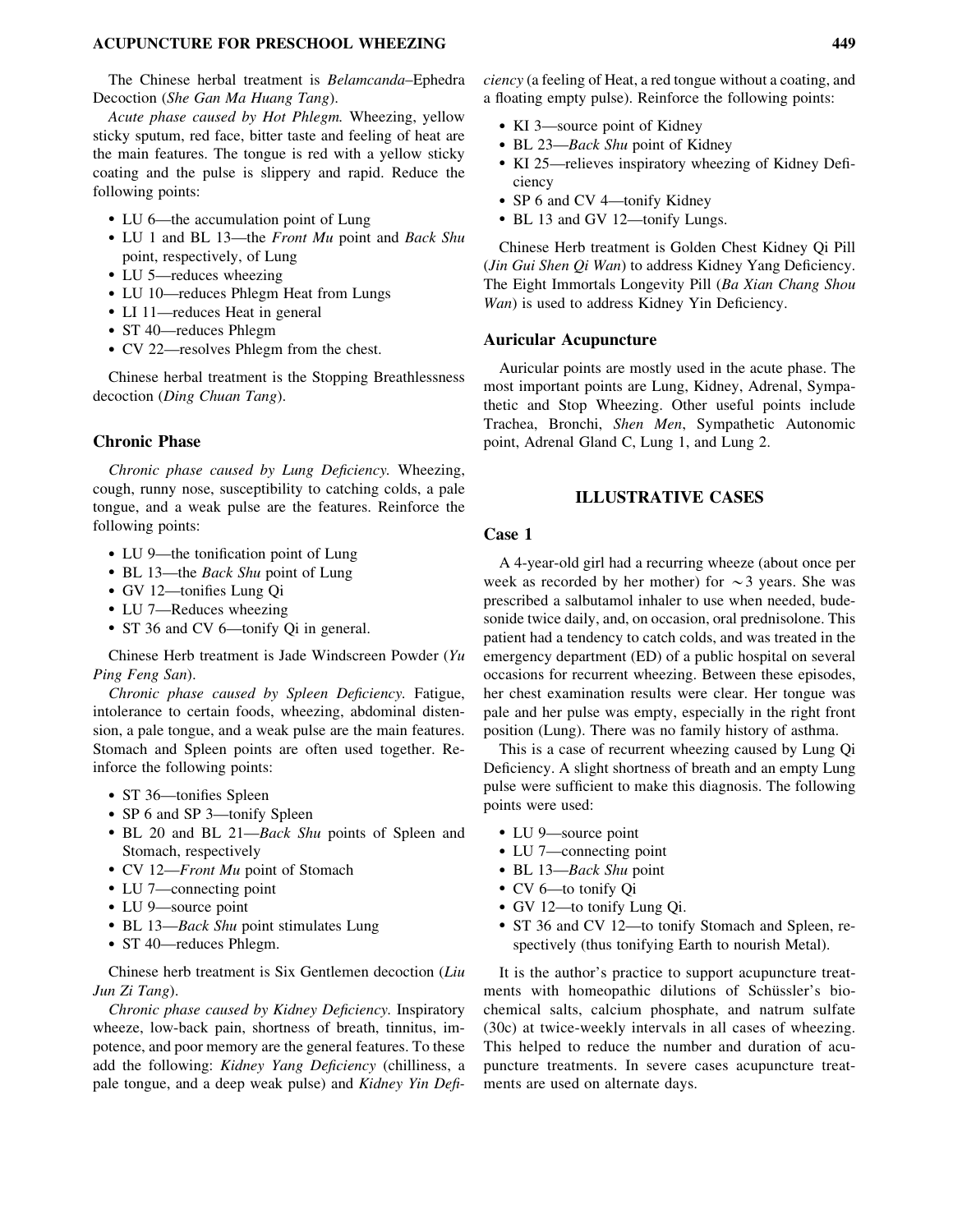The Chinese herbal treatment is *Belamcanda*–Ephedra Decoction (*She Gan Ma Huang Tang*).

*Acute phase caused by Hot Phlegm.* Wheezing, yellow sticky sputum, red face, bitter taste and feeling of heat are the main features. The tongue is red with a yellow sticky coating and the pulse is slippery and rapid. Reduce the following points:

- LU 6—the accumulation point of Lung
- LU 1 and BL 13—the *Front Mu* point and *Back Shu* point, respectively, of Lung
- LU 5—reduces wheezing
- LU 10—reduces Phlegm Heat from Lungs
- LI 11—reduces Heat in general
- ST 40—reduces Phlegm
- CV 22—resolves Phlegm from the chest.

Chinese herbal treatment is the Stopping Breathlessness decoction (*Ding Chuan Tang*).

### Chronic Phase

*Chronic phase caused by Lung Deficiency.* Wheezing, cough, runny nose, susceptibility to catching colds, a pale tongue, and a weak pulse are the features. Reinforce the following points:

- LU 9—the tonification point of Lung
- BL 13—the *Back Shu* point of Lung
- GV 12—tonifies Lung Qi
- LU 7—Reduces wheezing
- ST 36 and CV 6—tonify Qi in general.

Chinese Herb treatment is Jade Windscreen Powder (*Yu Ping Feng San*).

*Chronic phase caused by Spleen Deficiency.* Fatigue, intolerance to certain foods, wheezing, abdominal distension, a pale tongue, and a weak pulse are the main features. Stomach and Spleen points are often used together. Reinforce the following points:

- ST 36—tonifies Spleen
- SP 6 and SP 3—tonify Spleen
- BL 20 and BL 21—*Back Shu* points of Spleen and Stomach, respectively
- CV 12—*Front Mu* point of Stomach
- LU 7—connecting point
- LU 9—source point
- BL 13—*Back Shu* point stimulates Lung
- ST 40—reduces Phlegm.

Chinese herb treatment is Six Gentlemen decoction (*Liu Jun Zi Tang*).

*Chronic phase caused by Kidney Deficiency.* Inspiratory wheeze, low-back pain, shortness of breath, tinnitus, impotence, and poor memory are the general features. To these add the following: *Kidney Yang Deficiency* (chilliness, a pale tongue, and a deep weak pulse) and *Kidney Yin Deficiency* (a feeling of Heat, a red tongue without a coating, and a floating empty pulse). Reinforce the following points:

- KI 3—source point of Kidney
- BL 23—*Back Shu* point of Kidney
- KI 25—relieves inspiratory wheezing of Kidney Deficiency
- SP 6 and CV 4—tonify Kidney
- BL 13 and GV 12—tonify Lungs.

Chinese Herb treatment is Golden Chest Kidney Qi Pill (*Jin Gui Shen Qi Wan*) to address Kidney Yang Deficiency. The Eight Immortals Longevity Pill (*Ba Xian Chang Shou Wan*) is used to address Kidney Yin Deficiency.

### Auricular Acupuncture

Auricular points are mostly used in the acute phase. The most important points are Lung, Kidney, Adrenal, Sympathetic and Stop Wheezing. Other useful points include Trachea, Bronchi, *Shen Men*, Sympathetic Autonomic point, Adrenal Gland C, Lung 1, and Lung 2.

## ILLUSTRATIVE CASES

### Case 1

A 4-year-old girl had a recurring wheeze (about once per week as recorded by her mother) for ~3 years. She was prescribed a salbutamol inhaler to use when needed, budesonide twice daily, and, on occasion, oral prednisolone. This patient had a tendency to catch colds, and was treated in the emergency department (ED) of a public hospital on several occasions for recurrent wheezing. Between these episodes, her chest examination results were clear. Her tongue was pale and her pulse was empty, especially in the right front position (Lung). There was no family history of asthma.

This is a case of recurrent wheezing caused by Lung Qi Deficiency. A slight shortness of breath and an empty Lung pulse were sufficient to make this diagnosis. The following points were used:

- LU 9—source point
- LU 7—connecting point
- BL 13—*Back Shu* point
- CV 6—to tonify Qi
- GV 12—to tonify Lung Qi.
- ST 36 and CV 12—to tonify Stomach and Spleen, respectively (thus tonifying Earth to nourish Metal).

It is the author's practice to support acupuncture treatments with homeopathic dilutions of Schüssler's biochemical salts, calcium phosphate, and natrum sulfate (30c) at twice-weekly intervals in all cases of wheezing. This helped to reduce the number and duration of acupuncture treatments. In severe cases acupuncture treatments are used on alternate days.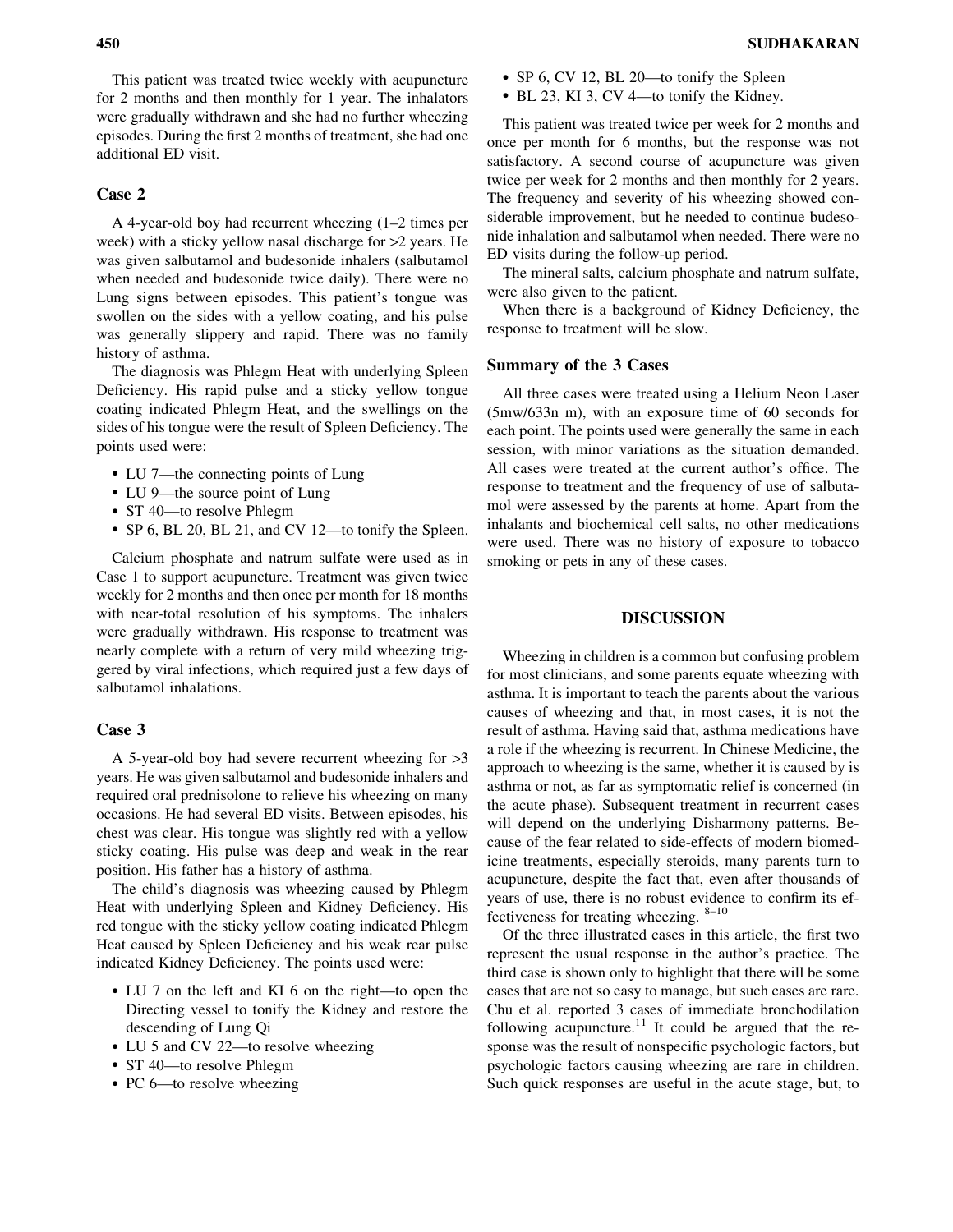This patient was treated twice weekly with acupuncture for 2 months and then monthly for 1 year. The inhalators were gradually withdrawn and she had no further wheezing episodes. During the first 2 months of treatment, she had one additional ED visit.

### Case 2

A 4-year-old boy had recurrent wheezing (1–2 times per week) with a sticky yellow nasal discharge for >2 years. He was given salbutamol and budesonide inhalers (salbutamol when needed and budesonide twice daily). There were no Lung signs between episodes. This patient's tongue was swollen on the sides with a yellow coating, and his pulse was generally slippery and rapid. There was no family history of asthma.

The diagnosis was Phlegm Heat with underlying Spleen Deficiency. His rapid pulse and a sticky yellow tongue coating indicated Phlegm Heat, and the swellings on the sides of his tongue were the result of Spleen Deficiency. The points used were:

- LU 7—the connecting points of Lung
- LU 9—the source point of Lung
- ST 40—to resolve Phlegm
- SP 6, BL 20, BL 21, and CV 12—to tonify the Spleen.

Calcium phosphate and natrum sulfate were used as in Case 1 to support acupuncture. Treatment was given twice weekly for 2 months and then once per month for 18 months with near-total resolution of his symptoms. The inhalers were gradually withdrawn. His response to treatment was nearly complete with a return of very mild wheezing triggered by viral infections, which required just a few days of salbutamol inhalations.

### Case 3

A 5-year-old boy had severe recurrent wheezing for >3 years. He was given salbutamol and budesonide inhalers and required oral prednisolone to relieve his wheezing on many occasions. He had several ED visits. Between episodes, his chest was clear. His tongue was slightly red with a yellow sticky coating. His pulse was deep and weak in the rear position. His father has a history of asthma.

The child's diagnosis was wheezing caused by Phlegm Heat with underlying Spleen and Kidney Deficiency. His red tongue with the sticky yellow coating indicated Phlegm Heat caused by Spleen Deficiency and his weak rear pulse indicated Kidney Deficiency. The points used were:

- LU 7 on the left and KI 6 on the right—to open the Directing vessel to tonify the Kidney and restore the descending of Lung Qi
- LU 5 and CV 22—to resolve wheezing
- ST 40—to resolve Phlegm
- PC 6—to resolve wheezing
- SP 6, CV 12, BL 20—to tonify the Spleen
- BL 23, KI 3, CV 4—to tonify the Kidney.

This patient was treated twice per week for 2 months and once per month for 6 months, but the response was not satisfactory. A second course of acupuncture was given twice per week for 2 months and then monthly for 2 years. The frequency and severity of his wheezing showed considerable improvement, but he needed to continue budesonide inhalation and salbutamol when needed. There were no ED visits during the follow-up period.

The mineral salts, calcium phosphate and natrum sulfate, were also given to the patient.

When there is a background of Kidney Deficiency, the response to treatment will be slow.

### Summary of the 3 Cases

All three cases were treated using a Helium Neon Laser (5mw/633n m), with an exposure time of 60 seconds for each point. The points used were generally the same in each session, with minor variations as the situation demanded. All cases were treated at the current author's office. The response to treatment and the frequency of use of salbutamol were assessed by the parents at home. Apart from the inhalants and biochemical cell salts, no other medications were used. There was no history of exposure to tobacco smoking or pets in any of these cases.

## DISCUSSION

Wheezing in children is a common but confusing problem for most clinicians, and some parents equate wheezing with asthma. It is important to teach the parents about the various causes of wheezing and that, in most cases, it is not the result of asthma. Having said that, asthma medications have a role if the wheezing is recurrent. In Chinese Medicine, the approach to wheezing is the same, whether it is caused by is asthma or not, as far as symptomatic relief is concerned (in the acute phase). Subsequent treatment in recurrent cases will depend on the underlying Disharmony patterns. Because of the fear related to side-effects of modern biomedicine treatments, especially steroids, many parents turn to acupuncture, despite the fact that, even after thousands of years of use, there is no robust evidence to confirm its effectiveness for treating wheezing. [8–10]

Of the three illustrated cases in this article, the first two represent the usual response in the author's practice. The third case is shown only to highlight that there will be some cases that are not so easy to manage, but such cases are rare. Chu et al. reported 3 cases of immediate bronchodilation following acupuncture.[11] It could be argued that the response was the result of nonspecific psychologic factors, but psychologic factors causing wheezing are rare in children. Such quick responses are useful in the acute stage, but, to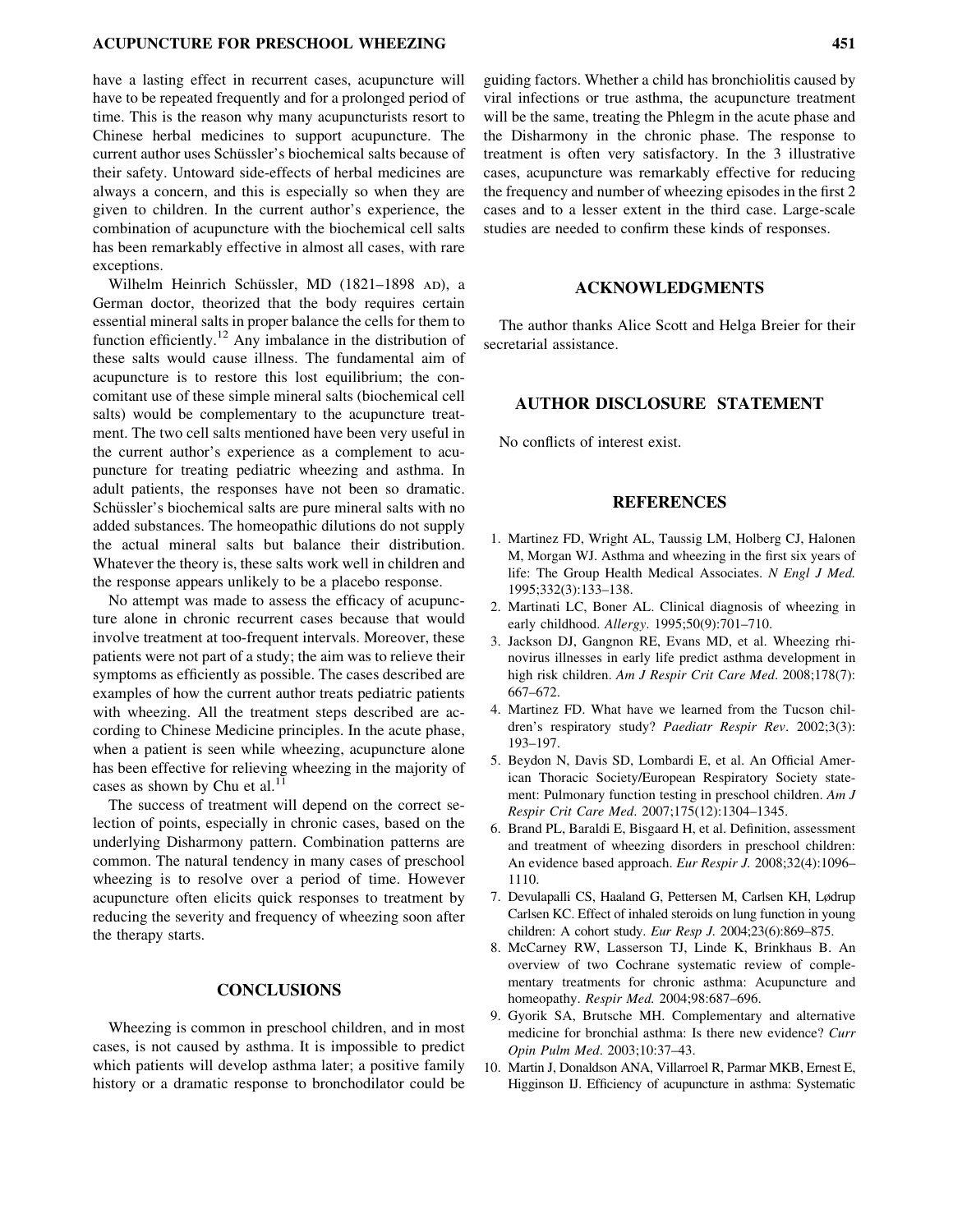have a lasting effect in recurrent cases, acupuncture will have to be repeated frequently and for a prolonged period of time. This is the reason why many acupuncturists resort to Chinese herbal medicines to support acupuncture. The current author uses Schüssler's biochemical salts because of their safety. Untoward side-effects of herbal medicines are always a concern, and this is especially so when they are given to children. In the current author's experience, the combination of acupuncture with the biochemical cell salts has been remarkably effective in almost all cases, with rare exceptions.

Wilhelm Heinrich Schüssler, MD (1821–1898 AD), a German doctor, theorized that the body requires certain essential mineral salts in proper balance the cells for them to function efficiently.[12] Any imbalance in the distribution of these salts would cause illness. The fundamental aim of acupuncture is to restore this lost equilibrium; the concomitant use of these simple mineral salts (biochemical cell salts) would be complementary to the acupuncture treatment. The two cell salts mentioned have been very useful in the current author's experience as a complement to acupuncture for treating pediatric wheezing and asthma. In adult patients, the responses have not been so dramatic. Schüssler's biochemical salts are pure mineral salts with no added substances. The homeopathic dilutions do not supply the actual mineral salts but balance their distribution. Whatever the theory is, these salts work well in children and the response appears unlikely to be a placebo response.

No attempt was made to assess the efficacy of acupuncture alone in chronic recurrent cases because that would involve treatment at too-frequent intervals. Moreover, these patients were not part of a study; the aim was to relieve their symptoms as efficiently as possible. The cases described are examples of how the current author treats pediatric patients with wheezing. All the treatment steps described are according to Chinese Medicine principles. In the acute phase, when a patient is seen while wheezing, acupuncture alone has been effective for relieving wheezing in the majority of cases as shown by Chu et al.[11]

The success of treatment will depend on the correct selection of points, especially in chronic cases, based on the underlying Disharmony pattern. Combination patterns are common. The natural tendency in many cases of preschool wheezing is to resolve over a period of time. However acupuncture often elicits quick responses to treatment by reducing the severity and frequency of wheezing soon after the therapy starts.

## CONCLUSIONS

Wheezing is common in preschool children, and in most cases, is not caused by asthma. It is impossible to predict which patients will develop asthma later; a positive family history or a dramatic response to bronchodilator could be guiding factors. Whether a child has bronchiolitis caused by viral infections or true asthma, the acupuncture treatment will be the same, treating the Phlegm in the acute phase and the Disharmony in the chronic phase. The response to treatment is often very satisfactory. In the 3 illustrative cases, acupuncture was remarkably effective for reducing the frequency and number of wheezing episodes in the first 2 cases and to a lesser extent in the third case. Large-scale studies are needed to confirm these kinds of responses.

## ACKNOWLEDGMENTS

The author thanks Alice Scott and Helga Breier for their secretarial assistance.

## AUTHOR DISCLOSURE STATEMENT

No conflicts of interest exist.

## REFERENCES

1. Martinez FD, Wright AL, Taussig LM, Holberg CJ, Halonen M, Morgan WJ. Asthma and wheezing in the first six years of life: The Group Health Medical Associates. *N Engl J Med.* 1995;332(3):133–138.
2. Martinati LC, Boner AL. Clinical diagnosis of wheezing in early childhood. *Allergy.* 1995;50(9):701–710.
3. Jackson DJ, Gangnon RE, Evans MD, et al. Wheezing rhinovirus illnesses in early life predict asthma development in high risk children. *Am J Respir Crit Care Med.* 2008;178(7):667–672.
4. Martinez FD. What have we learned from the Tucson children's respiratory study? *Paediatr Respir Rev*. 2002;3(3):193–197.
5. Beydon N, Davis SD, Lombardi E, et al. An Official American Thoracic Society/European Respiratory Society statement: Pulmonary function testing in preschool children. *Am J Respir Crit Care Med.* 2007;175(12):1304–1345.
6. Brand PL, Baraldi E, Bisgaard H, et al. Definition, assessment and treatment of wheezing disorders in preschool children: An evidence based approach. *Eur Respir J.* 2008;32(4):1096–1110.
7. Devulapalli CS, Haaland G, Pettersen M, Carlsen KH, Lødrup Carlsen KC. Effect of inhaled steroids on lung function in young children: A cohort study. *Eur Resp J.* 2004;23(6):869–875.
8. McCarney RW, Lasserson TJ, Linde K, Brinkhaus B. An overview of two Cochrane systematic review of complementary treatments for chronic asthma: Acupuncture and homeopathy. *Respir Med.* 2004;98:687–696.
9. Gyorik SA, Brutsche MH. Complementary and alternative medicine for bronchial asthma: Is there new evidence? *Curr Opin Pulm Med.* 2003;10:37–43.
10. Martin J, Donaldson ANA, Villarroel R, Parmar MKB, Ernest E, Higginson IJ. Efficiency of acupuncture in asthma: Systematic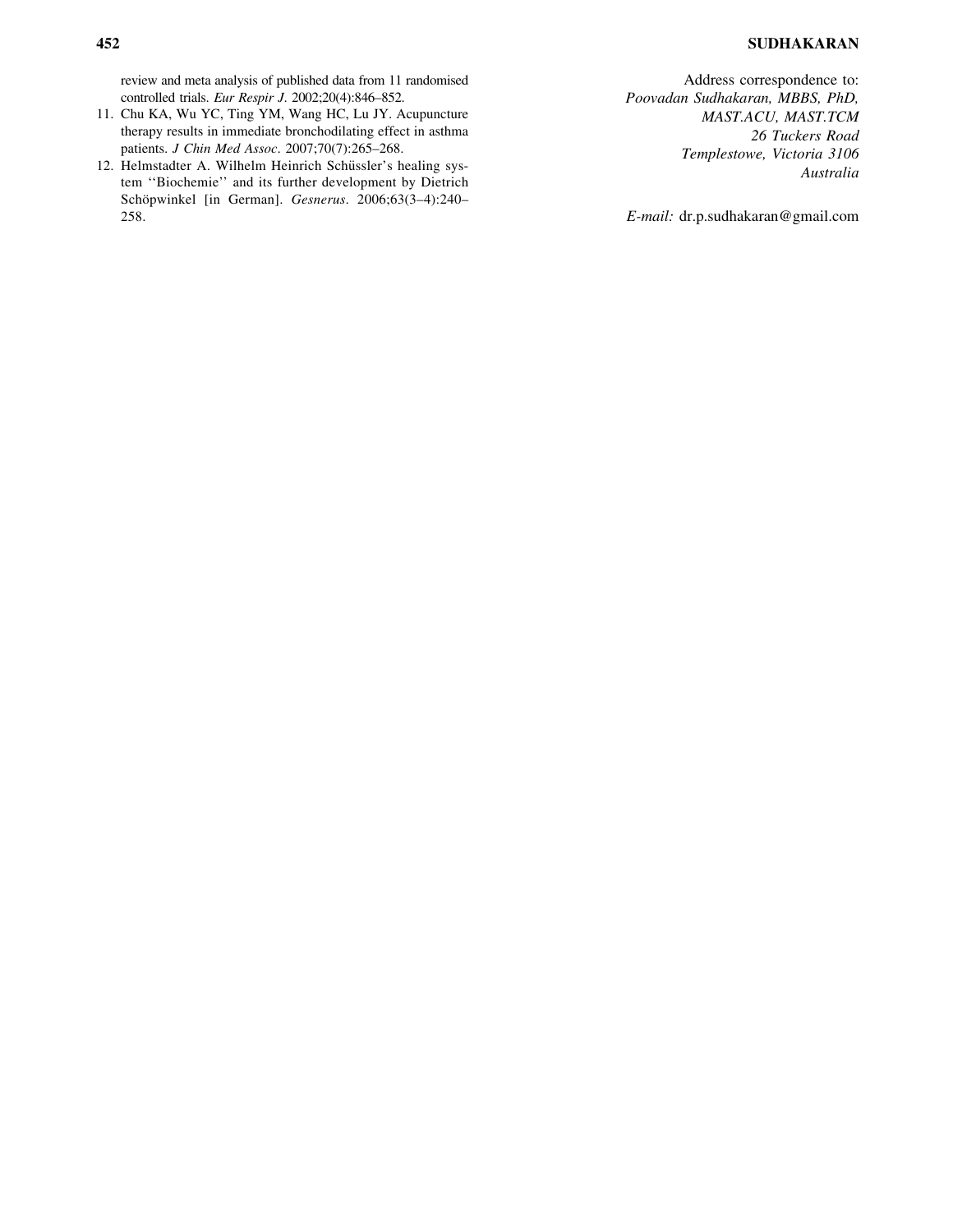review and meta analysis of published data from 11 randomised controlled trials. *Eur Respir J*. 2002;20(4):846–852.

11. Chu KA, Wu YC, Ting YM, Wang HC, Lu JY. Acupuncture therapy results in immediate bronchodilating effect in asthma patients. *J Chin Med Assoc*. 2007;70(7):265–268.
12. Helmstadter A. Wilhelm Heinrich Schüssler's healing system ''Biochemie'' and its further development by Dietrich Schöpwinkel [in German]. *Gesnerus*. 2006;63(3–4):240–258.

Address correspondence to:
*Poovadan Sudhakaran, MBBS, PhD, MAST.ACU, MAST.TCM*
*26 Tuckers Road*
*Templestowe, Victoria 3106*
*Australia*

*E-mail:* dr.p.sudhakaran@gmail.com